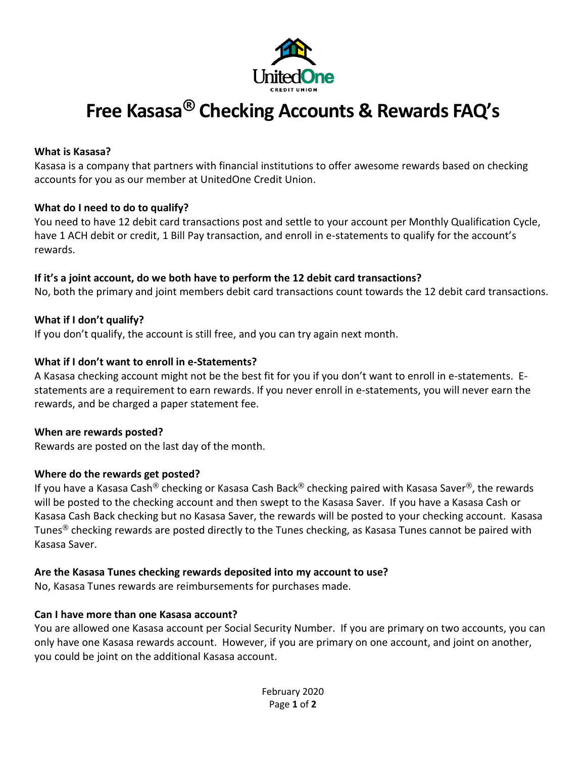# Free Kasasa® Checking Accounts & Rewards FAQ's

**What is Kasasa?**

Kasasa is a company that partners with financial institutions to offer awesome rewards based on checking accounts for you as our member at UnitedOne Credit Union.

**What do I need to do to qualify?**

You need to have 12 debit card transactions post and settle to your account per Monthly Qualification Cycle, have 1 ACH debit or credit, 1 Bill Pay transaction, and enroll in e-statements to qualify for the account's rewards.

**If it's a joint account, do we both have to perform the 12 debit card transactions?**

No, both the primary and joint members debit card transactions count towards the 12 debit card transactions.

**What if I don't qualify?**

If you don't qualify, the account is still free, and you can try again next month.

**What if I don't want to enroll in e-Statements?**

A Kasasa checking account might not be the best fit for you if you don't want to enroll in e-statements. E-statements are a requirement to earn rewards. If you never enroll in e-statements, you will never earn the rewards, and be charged a paper statement fee.

**When are rewards posted?**

Rewards are posted on the last day of the month.

**Where do the rewards get posted?**

If you have a Kasasa Cash® checking or Kasasa Cash Back® checking paired with Kasasa Saver®, the rewards will be posted to the checking account and then swept to the Kasasa Saver. If you have a Kasasa Cash or Kasasa Cash Back checking but no Kasasa Saver, the rewards will be posted to your checking account. Kasasa Tunes® checking rewards are posted directly to the Tunes checking, as Kasasa Tunes cannot be paired with Kasasa Saver.

**Are the Kasasa Tunes checking rewards deposited into my account to use?**

No, Kasasa Tunes rewards are reimbursements for purchases made.

**Can I have more than one Kasasa account?**

You are allowed one Kasasa account per Social Security Number. If you are primary on two accounts, you can only have one Kasasa rewards account. However, if you are primary on one account, and joint on another, you could be joint on the additional Kasasa account.

February 2020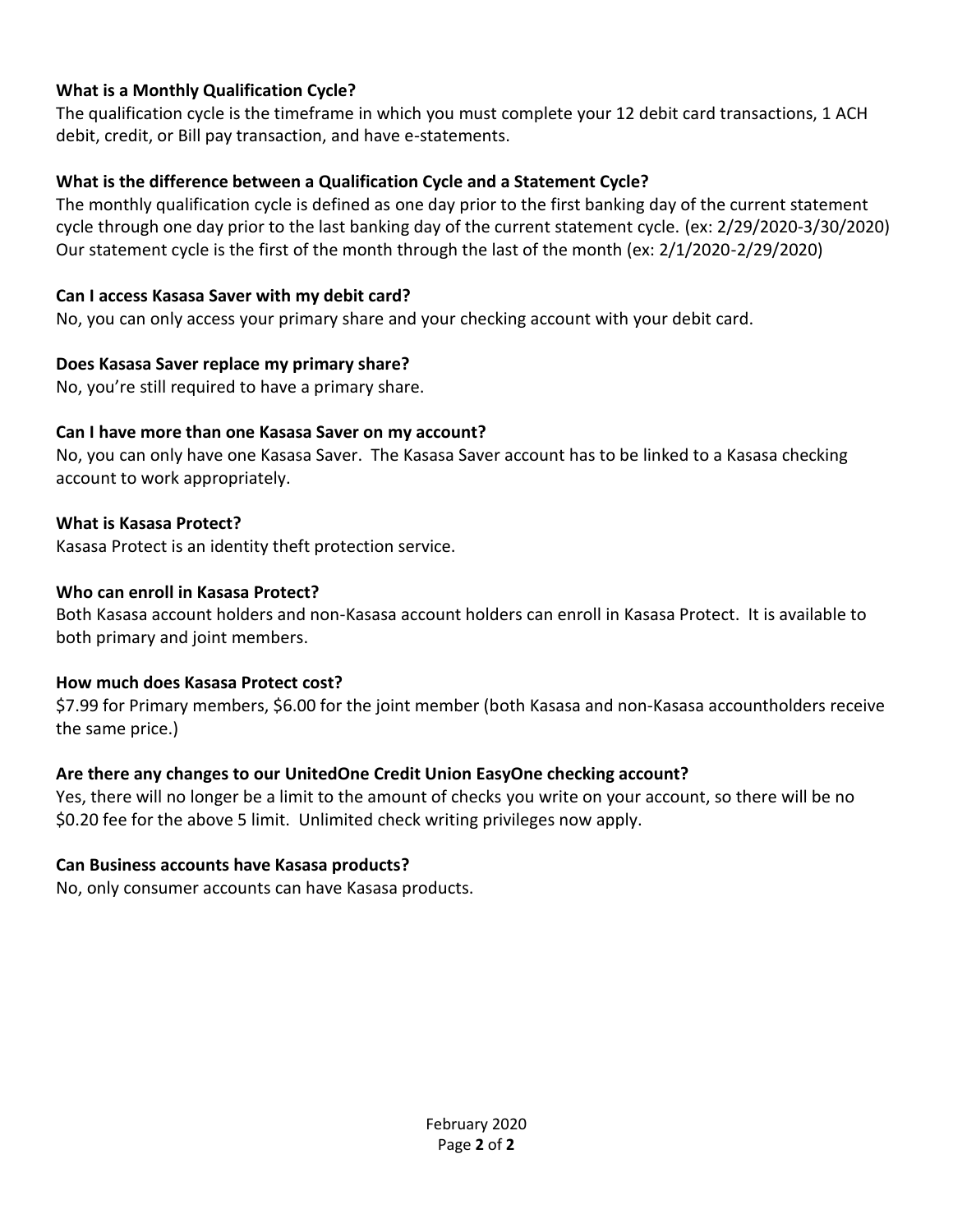**What is a Monthly Qualification Cycle?**

The qualification cycle is the timeframe in which you must complete your 12 debit card transactions, 1 ACH debit, credit, or Bill pay transaction, and have e-statements.

**What is the difference between a Qualification Cycle and a Statement Cycle?**

The monthly qualification cycle is defined as one day prior to the first banking day of the current statement cycle through one day prior to the last banking day of the current statement cycle. (ex: 2/29/2020-3/30/2020) Our statement cycle is the first of the month through the last of the month (ex: 2/1/2020-2/29/2020)

**Can I access Kasasa Saver with my debit card?**

No, you can only access your primary share and your checking account with your debit card.

**Does Kasasa Saver replace my primary share?**

No, you're still required to have a primary share.

**Can I have more than one Kasasa Saver on my account?**

No, you can only have one Kasasa Saver. The Kasasa Saver account has to be linked to a Kasasa checking account to work appropriately.

**What is Kasasa Protect?**

Kasasa Protect is an identity theft protection service.

**Who can enroll in Kasasa Protect?**

Both Kasasa account holders and non-Kasasa account holders can enroll in Kasasa Protect. It is available to both primary and joint members.

**How much does Kasasa Protect cost?**

$7.99 for Primary members, $6.00 for the joint member (both Kasasa and non-Kasasa accountholders receive the same price.)

**Are there any changes to our UnitedOne Credit Union EasyOne checking account?**

Yes, there will no longer be a limit to the amount of checks you write on your account, so there will be no $0.20 fee for the above 5 limit. Unlimited check writing privileges now apply.

**Can Business accounts have Kasasa products?**

No, only consumer accounts can have Kasasa products.

February 2020